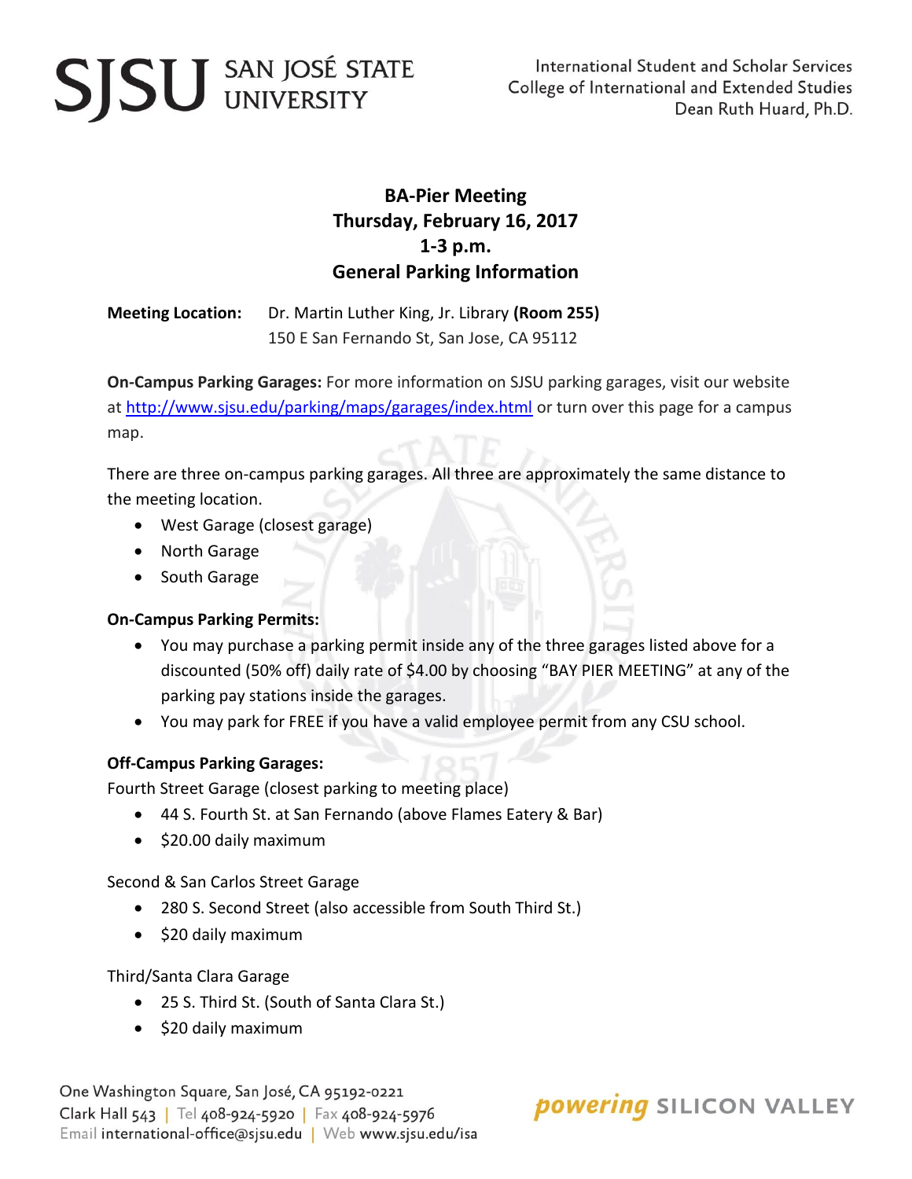SJSU SAN JOSÉ STATE UNIVERSITY

International Student and Scholar Services
College of International and Extended Studies
Dean Ruth Huard, Ph.D.

# BA-Pier Meeting
## Thursday, February 16, 2017
## 1-3 p.m.
## General Parking Information

**Meeting Location:** Dr. Martin Luther King, Jr. Library **(Room 255)**
150 E San Fernando St, San Jose, CA 95112

**On-Campus Parking Garages:** For more information on SJSU parking garages, visit our website at http://www.sjsu.edu/parking/maps/garages/index.html or turn over this page for a campus map.

There are three on-campus parking garages. All three are approximately the same distance to the meeting location.

- West Garage (closest garage)
- North Garage
- South Garage

**On-Campus Parking Permits:**

- You may purchase a parking permit inside any of the three garages listed above for a discounted (50% off) daily rate of $4.00 by choosing "BAY PIER MEETING" at any of the parking pay stations inside the garages.
- You may park for FREE if you have a valid employee permit from any CSU school.

**Off-Campus Parking Garages:**

Fourth Street Garage (closest parking to meeting place)

- 44 S. Fourth St. at San Fernando (above Flames Eatery & Bar)
- $20.00 daily maximum

Second & San Carlos Street Garage

- 280 S. Second Street (also accessible from South Third St.)
- $20 daily maximum

Third/Santa Clara Garage

- 25 S. Third St. (South of Santa Clara St.)
- $20 daily maximum

One Washington Square, San José, CA 95192-0221
Clark Hall 543 | Tel 408-924-5920 | Fax 408-924-5976
Email international-office@sjsu.edu | Web www.sjsu.edu/isa

*powering* SILICON VALLEY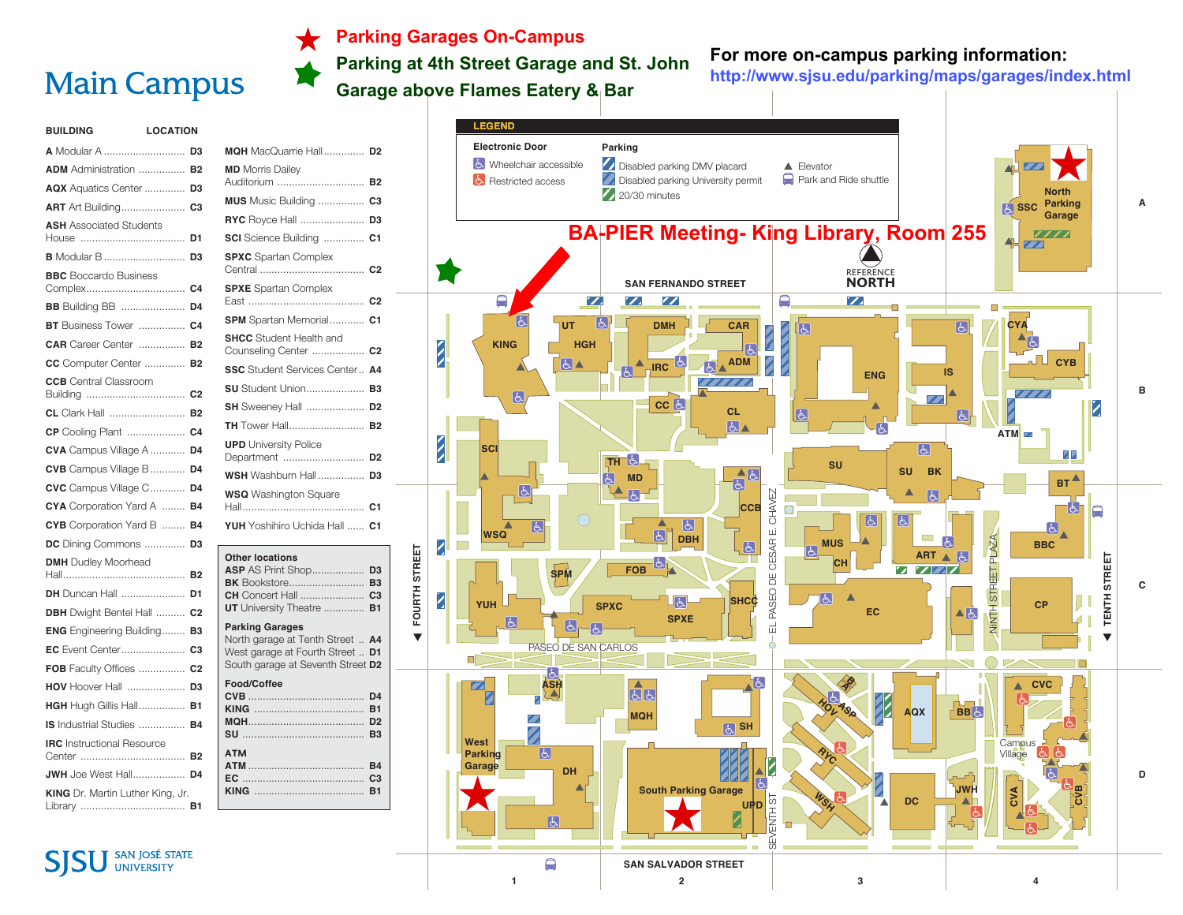# Main Campus

★ **Parking Garages On-Campus**

★ **Parking at 4th Street Garage and St. John Garage above Flames Eatery & Bar**

**For more on-campus parking information:**
**http://www.sjsu.edu/parking/maps/garages/index.html**

**BA-PIER Meeting- King Library, Room 255**

| BUILDING | LOCATION |
|---|---|
| **A** Modular A | D3 |
| **ADM** Administration | B2 |
| **AQX** Aquatics Center | D3 |
| **ART** Art Building | C3 |
| **ASH** Associated Students House | D1 |
| **B** Modular B | D3 |
| **BBC** Boccardo Business Complex | C4 |
| **BB** Building BB | D4 |
| **BT** Business Tower | C4 |
| **CAR** Career Center | B2 |
| **CC** Computer Center | B2 |
| **CCB** Central Classroom Building | C2 |
| **CL** Clark Hall | B2 |
| **CP** Cooling Plant | C4 |
| **CVA** Campus Village A | D4 |
| **CVB** Campus Village B | D4 |
| **CVC** Campus Village C | D4 |
| **CYA** Corporation Yard A | B4 |
| **CYB** Corporation Yard B | B4 |
| **DC** Dining Commons | D3 |
| **DMH** Dudley Moorhead Hall | B2 |
| **DH** Duncan Hall | D1 |
| **DBH** Dwight Bentel Hall | C2 |
| **ENG** Engineering Building | B3 |
| **EC** Event Center | C3 |
| **FOB** Faculty Offices | C2 |
| **HOV** Hoover Hall | D3 |
| **HGH** Hugh Gillis Hall | B1 |
| **IS** Industrial Studies | B4 |
| **IRC** Instructional Resource Center | B2 |
| **JWH** Joe West Hall | D4 |
| **KING** Dr. Martin Luther King, Jr. Library | B1 |
| **MQH** MacQuarrie Hall | D2 |
| **MD** Morris Dailey Auditorium | B2 |
| **MUS** Music Building | C3 |
| **RYC** Royce Hall | D3 |
| **SCI** Science Building | C1 |
| **SPXC** Spartan Complex Central | C2 |
| **SPXE** Spartan Complex East | C2 |
| **SPM** Spartan Memorial | C1 |
| **SHCC** Student Health and Counseling Center | C2 |
| **SSC** Student Services Center | A4 |
| **SU** Student Union | B3 |
| **SH** Sweeney Hall | D2 |
| **TH** Tower Hall | B2 |
| **UPD** University Police Department | D2 |
| **WSH** Washburn Hall | D3 |
| **WSQ** Washington Square Hall | C1 |
| **YUH** Yoshihiro Uchida Hall | C1 |

**Other locations**

| | |
|---|---|
| **ASP** AS Print Shop | D3 |
| **BK** Bookstore | B3 |
| **CH** Concert Hall | C3 |
| **UT** University Theatre | B1 |

**Parking Garages**

| | |
|---|---|
| North garage at Tenth Street | A4 |
| West garage at Fourth Street | D1 |
| South garage at Seventh Street | D2 |

**Food/Coffee**

| | |
|---|---|
| **CVB** | D4 |
| **KING** | B1 |
| **MQH** | D2 |
| **SU** | B3 |

**ATM**

| | |
|---|---|
| **ATM** | B4 |
| **EC** | C3 |
| **KING** | B1 |

**LEGEND**

Electronic Door
- Wheelchair accessible
- Restricted access

Parking
- Disabled parking DMV placard
- Disabled parking University permit
- 20/30 minutes
- Elevator
- Park and Ride shuttle

REFERENCE NORTH

SAN FERNANDO STREET
SAN SALVADOR STREET
FOURTH STREET
TENTH STREET
SEVENTH ST
EL PASEO DE CESAR E. CHAVEZ
NINTH STREET PLAZA
PASEO DE SAN CARLOS

North Parking Garage
West Parking Garage
South Parking Garage
Campus Village

A B C D
1 2 3 4

SJSU SAN JOSÉ STATE UNIVERSITY